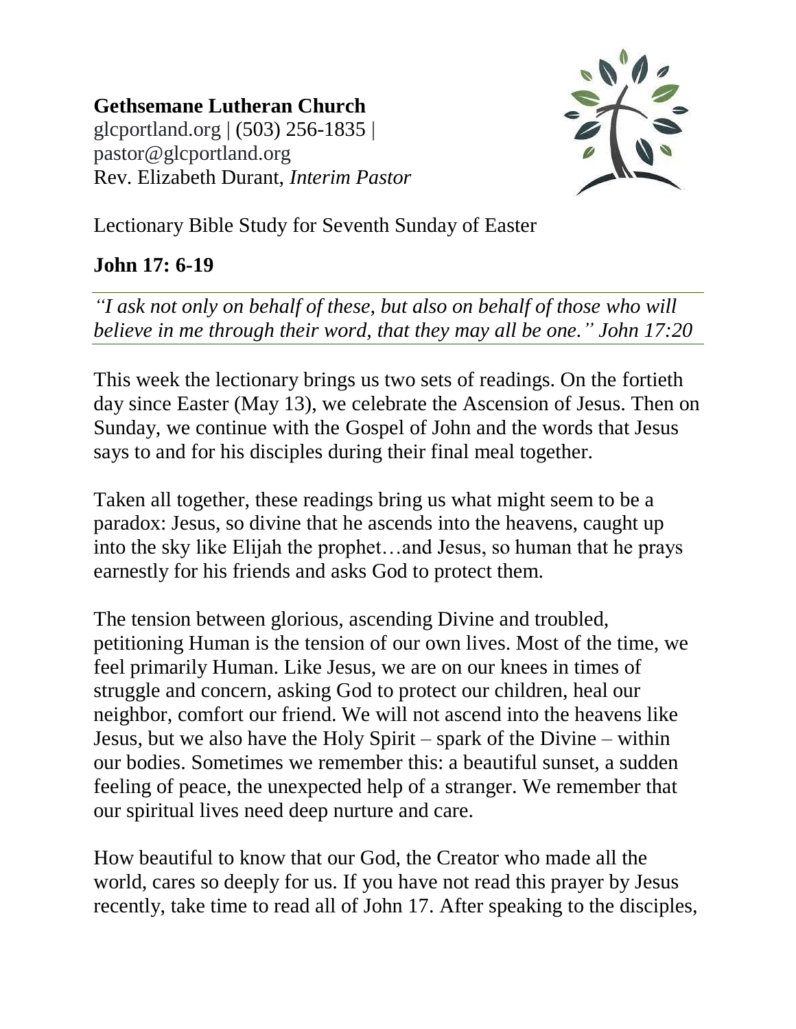**Gethsemane Lutheran Church**
glcportland.org | (503) 256-1835 |
pastor@glcportland.org
Rev. Elizabeth Durant, *Interim Pastor*

Lectionary Bible Study for Seventh Sunday of Easter

## John 17: 6-19

*"I ask not only on behalf of these, but also on behalf of those who will believe in me through their word, that they may all be one." John 17:20*

This week the lectionary brings us two sets of readings. On the fortieth day since Easter (May 13), we celebrate the Ascension of Jesus. Then on Sunday, we continue with the Gospel of John and the words that Jesus says to and for his disciples during their final meal together.

Taken all together, these readings bring us what might seem to be a paradox: Jesus, so divine that he ascends into the heavens, caught up into the sky like Elijah the prophet…and Jesus, so human that he prays earnestly for his friends and asks God to protect them.

The tension between glorious, ascending Divine and troubled, petitioning Human is the tension of our own lives. Most of the time, we feel primarily Human. Like Jesus, we are on our knees in times of struggle and concern, asking God to protect our children, heal our neighbor, comfort our friend. We will not ascend into the heavens like Jesus, but we also have the Holy Spirit – spark of the Divine – within our bodies. Sometimes we remember this: a beautiful sunset, a sudden feeling of peace, the unexpected help of a stranger. We remember that our spiritual lives need deep nurture and care.

How beautiful to know that our God, the Creator who made all the world, cares so deeply for us. If you have not read this prayer by Jesus recently, take time to read all of John 17. After speaking to the disciples,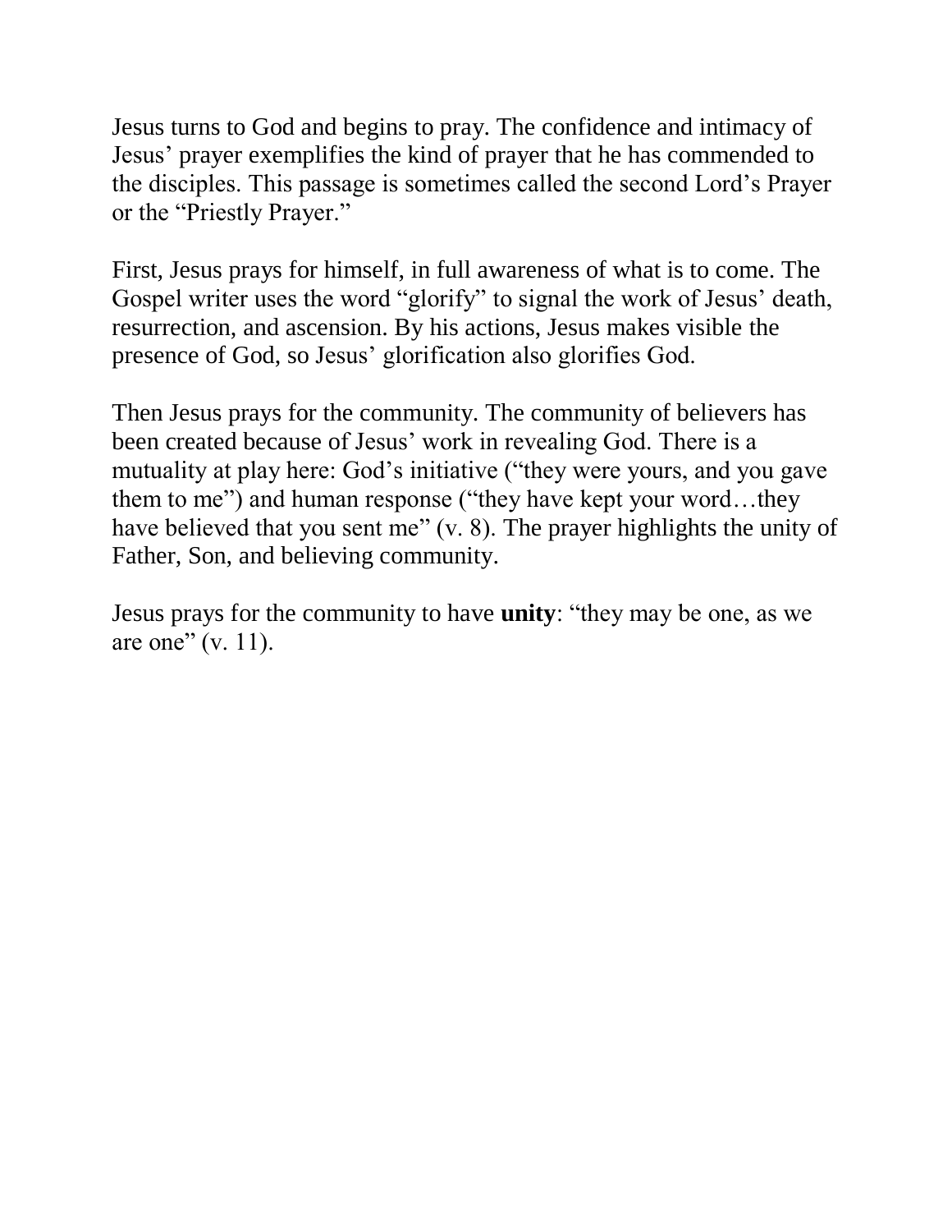Jesus turns to God and begins to pray. The confidence and intimacy of Jesus' prayer exemplifies the kind of prayer that he has commended to the disciples. This passage is sometimes called the second Lord's Prayer or the "Priestly Prayer."

First, Jesus prays for himself, in full awareness of what is to come. The Gospel writer uses the word "glorify" to signal the work of Jesus' death, resurrection, and ascension. By his actions, Jesus makes visible the presence of God, so Jesus' glorification also glorifies God.

Then Jesus prays for the community. The community of believers has been created because of Jesus' work in revealing God. There is a mutuality at play here: God's initiative ("they were yours, and you gave them to me") and human response ("they have kept your word…they have believed that you sent me" (v. 8). The prayer highlights the unity of Father, Son, and believing community.

Jesus prays for the community to have **unity**: "they may be one, as we are one" (v. 11).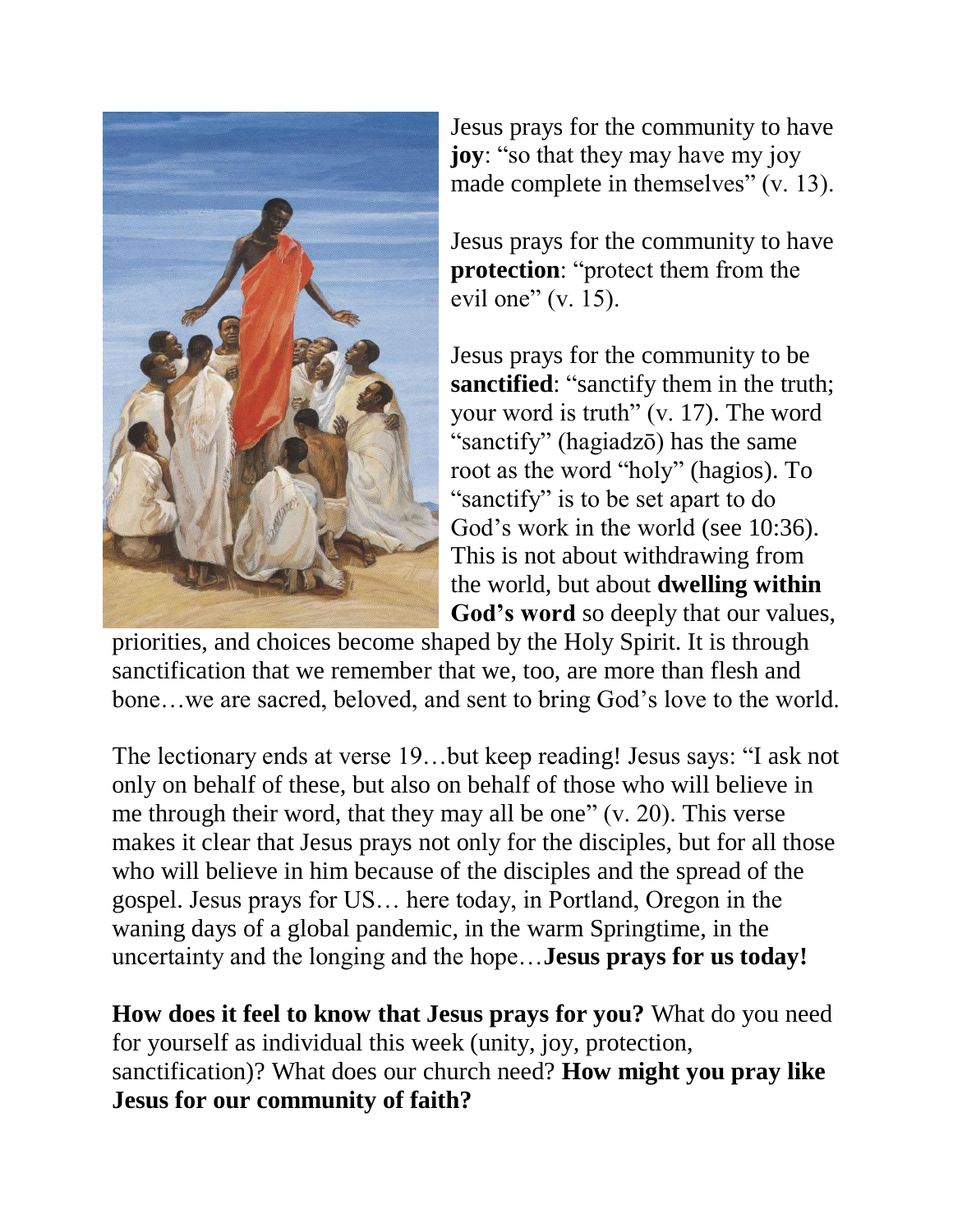Jesus prays for the community to have **joy**: "so that they may have my joy made complete in themselves" (v. 13).

Jesus prays for the community to have **protection**: "protect them from the evil one" (v. 15).

Jesus prays for the community to be **sanctified**: "sanctify them in the truth; your word is truth" (v. 17). The word "sanctify" (hagiadzō) has the same root as the word "holy" (hagios). To "sanctify" is to be set apart to do God's work in the world (see 10:36). This is not about withdrawing from the world, but about **dwelling within God's word** so deeply that our values, priorities, and choices become shaped by the Holy Spirit. It is through sanctification that we remember that we, too, are more than flesh and bone…we are sacred, beloved, and sent to bring God's love to the world.

The lectionary ends at verse 19…but keep reading! Jesus says: "I ask not only on behalf of these, but also on behalf of those who will believe in me through their word, that they may all be one" (v. 20). This verse makes it clear that Jesus prays not only for the disciples, but for all those who will believe in him because of the disciples and the spread of the gospel. Jesus prays for US… here today, in Portland, Oregon in the waning days of a global pandemic, in the warm Springtime, in the uncertainty and the longing and the hope…**Jesus prays for us today!**

**How does it feel to know that Jesus prays for you?** What do you need for yourself as individual this week (unity, joy, protection, sanctification)? What does our church need? **How might you pray like Jesus for our community of faith?**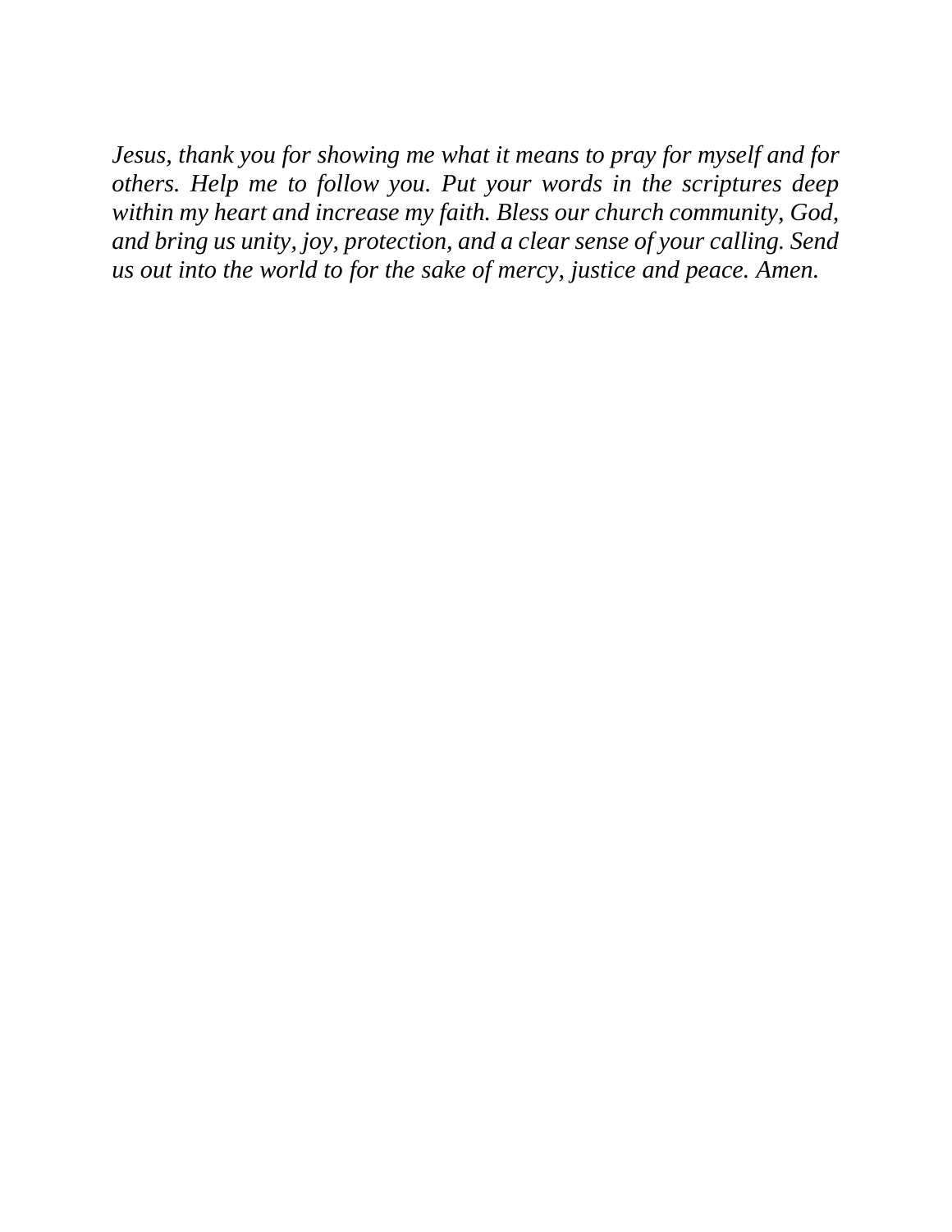*Jesus, thank you for showing me what it means to pray for myself and for others. Help me to follow you. Put your words in the scriptures deep within my heart and increase my faith. Bless our church community, God, and bring us unity, joy, protection, and a clear sense of your calling. Send us out into the world to for the sake of mercy, justice and peace. Amen.*